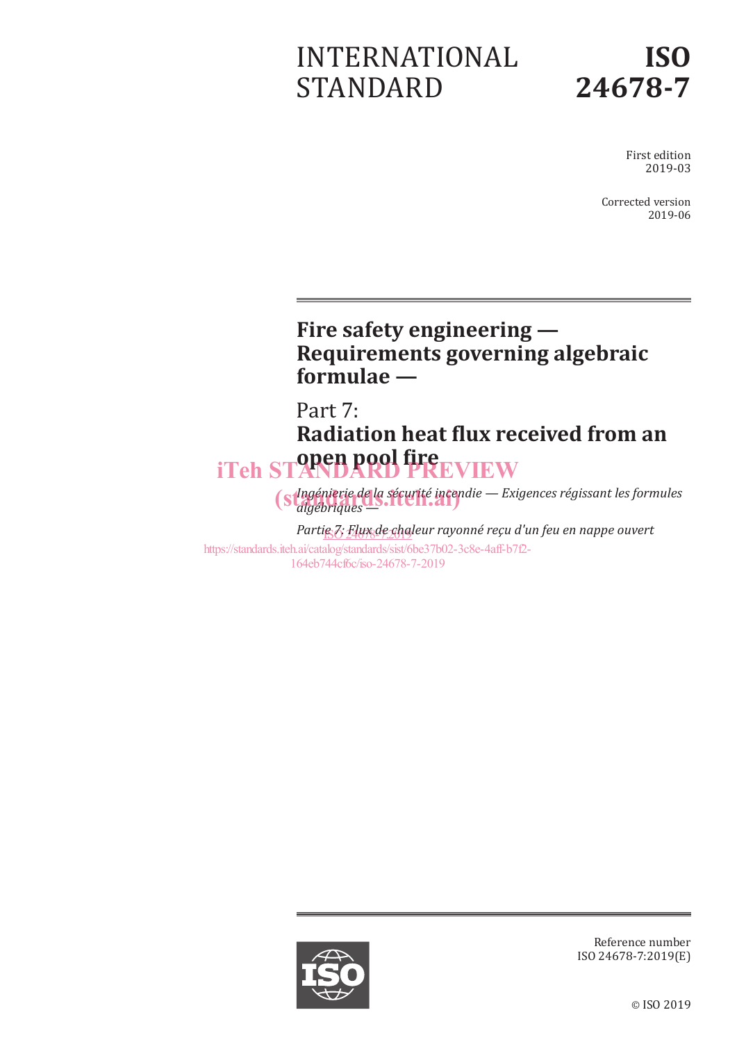# INTERNATIONAL STANDARD

# ISO 24678-7

First edition
2019-03

Corrected version
2019-06

## Fire safety engineering — Requirements governing algebraic formulae —

## Part 7: Radiation heat flux received from an open pool fire

iTeh STANDARD PREVIEW
(standards.iteh.ai)

*Ingénierie de la sécurité incendie — Exigences régissant les formules algébriques —*

*Partie 7: Flux de chaleur rayonné reçu d'un feu en nappe ouvert*

ISO 24678-7:2019
https://standards.iteh.ai/catalog/standards/sist/6be37b02-3c8e-4aff-b7f2-164eb744cf6c/iso-24678-7-2019

Reference number
ISO 24678-7:2019(E)

© ISO 2019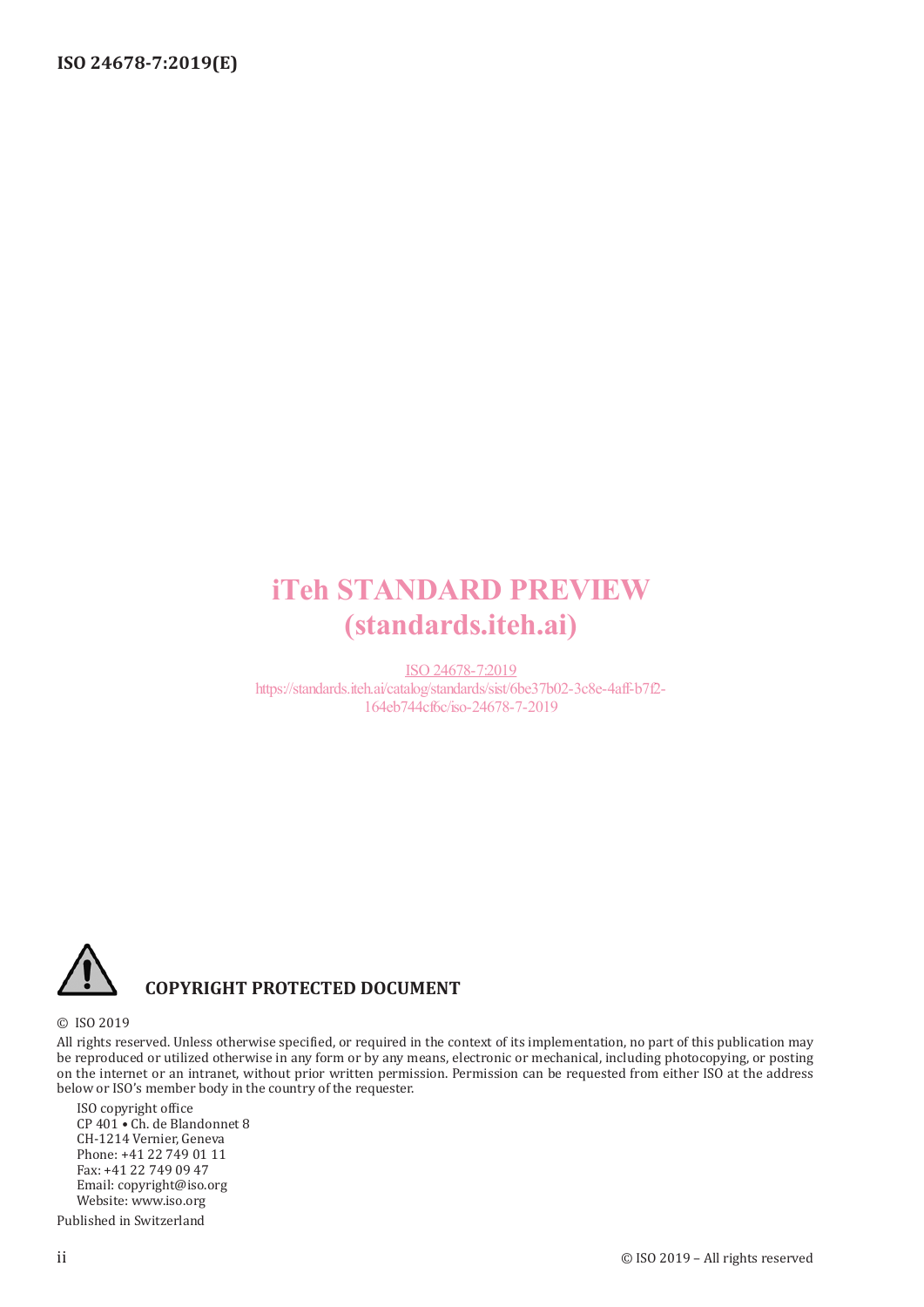iTeh STANDARD PREVIEW
(standards.iteh.ai)

ISO 24678-7:2019
https://standards.iteh.ai/catalog/standards/sist/6be37b02-3c8e-4aff-b7f2-164eb744cf6c/iso-24678-7-2019

**COPYRIGHT PROTECTED DOCUMENT**

© ISO 2019

All rights reserved. Unless otherwise specified, or required in the context of its implementation, no part of this publication may be reproduced or utilized otherwise in any form or by any means, electronic or mechanical, including photocopying, or posting on the internet or an intranet, without prior written permission. Permission can be requested from either ISO at the address below or ISO's member body in the country of the requester.

ISO copyright office
CP 401 • Ch. de Blandonnet 8
CH-1214 Vernier, Geneva
Phone: +41 22 749 01 11
Fax: +41 22 749 09 47
Email: copyright@iso.org
Website: www.iso.org

Published in Switzerland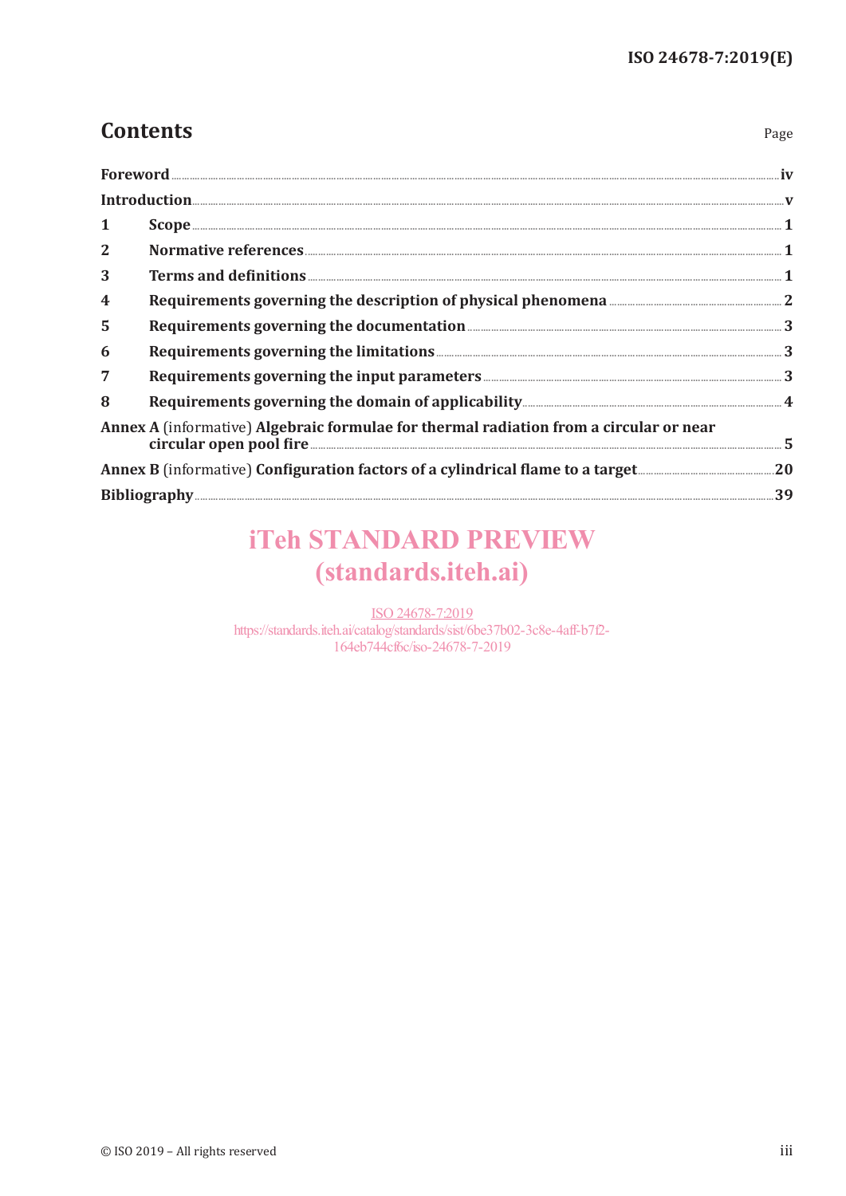# Contents

Page

| | | |
|---|---|---|
| **Foreword** | | **iv** |
| **Introduction** | | **v** |
| **1** | **Scope** | **1** |
| **2** | **Normative references** | **1** |
| **3** | **Terms and definitions** | **1** |
| **4** | **Requirements governing the description of physical phenomena** | **2** |
| **5** | **Requirements governing the documentation** | **3** |
| **6** | **Requirements governing the limitations** | **3** |
| **7** | **Requirements governing the input parameters** | **3** |
| **8** | **Requirements governing the domain of applicability** | **4** |
| **Annex A** (informative) **Algebraic formulae for thermal radiation from a circular or near circular open pool fire** | | **5** |
| **Annex B** (informative) **Configuration factors of a cylindrical flame to a target** | | **20** |
| **Bibliography** | | **39** |

iTeh STANDARD PREVIEW
(standards.iteh.ai)

ISO 24678-7:2019
https://standards.iteh.ai/catalog/standards/sist/6be37b02-3c8e-4aff-b7f2-164eb744cf6c/iso-24678-7-2019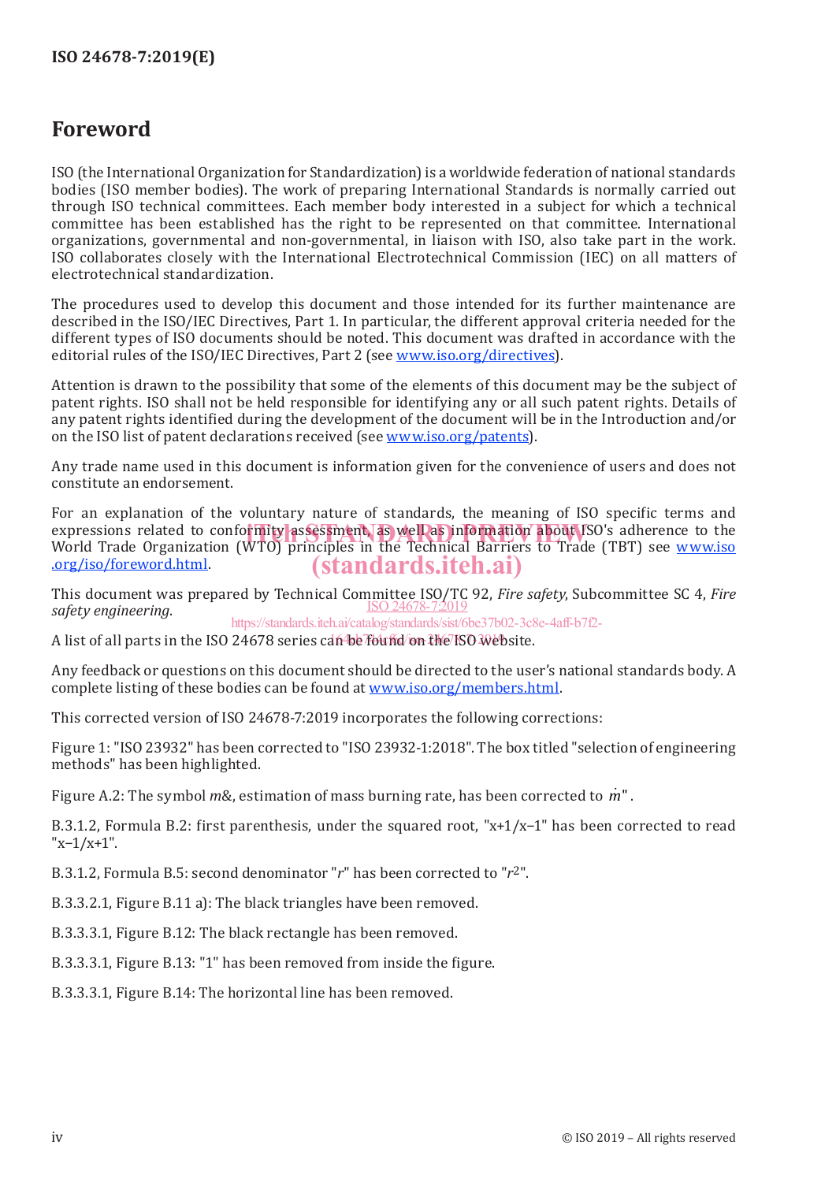# Foreword

ISO (the International Organization for Standardization) is a worldwide federation of national standards bodies (ISO member bodies). The work of preparing International Standards is normally carried out through ISO technical committees. Each member body interested in a subject for which a technical committee has been established has the right to be represented on that committee. International organizations, governmental and non-governmental, in liaison with ISO, also take part in the work. ISO collaborates closely with the International Electrotechnical Commission (IEC) on all matters of electrotechnical standardization.

The procedures used to develop this document and those intended for its further maintenance are described in the ISO/IEC Directives, Part 1. In particular, the different approval criteria needed for the different types of ISO documents should be noted. This document was drafted in accordance with the editorial rules of the ISO/IEC Directives, Part 2 (see www.iso.org/directives).

Attention is drawn to the possibility that some of the elements of this document may be the subject of patent rights. ISO shall not be held responsible for identifying any or all such patent rights. Details of any patent rights identified during the development of the document will be in the Introduction and/or on the ISO list of patent declarations received (see www.iso.org/patents).

Any trade name used in this document is information given for the convenience of users and does not constitute an endorsement.

For an explanation of the voluntary nature of standards, the meaning of ISO specific terms and expressions related to conformity assessment, as well as information about ISO's adherence to the World Trade Organization (WTO) principles in the Technical Barriers to Trade (TBT) see www.iso.org/iso/foreword.html.

This document was prepared by Technical Committee ISO/TC 92, *Fire safety*, Subcommittee SC 4, *Fire safety engineering*.

A list of all parts in the ISO 24678 series can be found on the ISO website.

Any feedback or questions on this document should be directed to the user's national standards body. A complete listing of these bodies can be found at www.iso.org/members.html.

This corrected version of ISO 24678-7:2019 incorporates the following corrections:

Figure 1: "ISO 23932" has been corrected to "ISO 23932-1:2018". The box titled "selection of engineering methods" has been highlighted.

Figure A.2: The symbol *m*&, estimation of mass burning rate, has been corrected to $\dot{m}''$.

B.3.1.2, Formula B.2: first parenthesis, under the squared root, "x+1/x−1" has been corrected to read "x−1/x+1".

B.3.1.2, Formula B.5: second denominator "*r*" has been corrected to "$r^2$".

B.3.3.2.1, Figure B.11 a): The black triangles have been removed.

B.3.3.3.1, Figure B.12: The black rectangle has been removed.

B.3.3.3.1, Figure B.13: "1" has been removed from inside the figure.

B.3.3.3.1, Figure B.14: The horizontal line has been removed.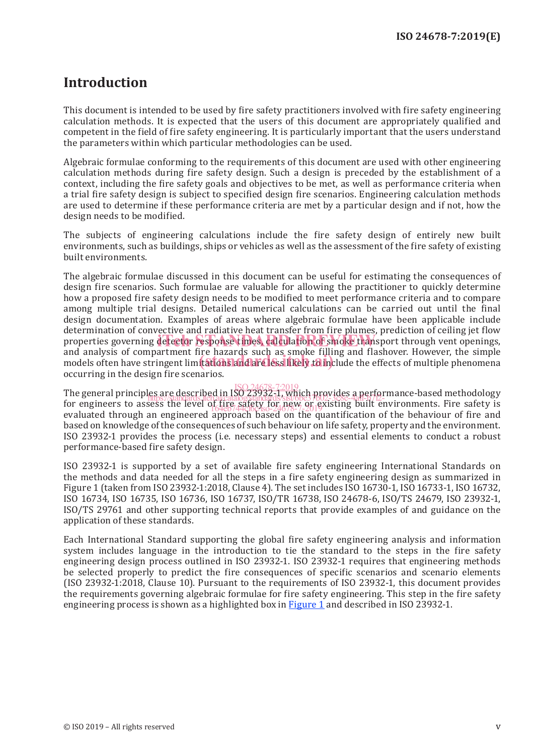# Introduction

This document is intended to be used by fire safety practitioners involved with fire safety engineering calculation methods. It is expected that the users of this document are appropriately qualified and competent in the field of fire safety engineering. It is particularly important that the users understand the parameters within which particular methodologies can be used.

Algebraic formulae conforming to the requirements of this document are used with other engineering calculation methods during fire safety design. Such a design is preceded by the establishment of a context, including the fire safety goals and objectives to be met, as well as performance criteria when a trial fire safety design is subject to specified design fire scenarios. Engineering calculation methods are used to determine if these performance criteria are met by a particular design and if not, how the design needs to be modified.

The subjects of engineering calculations include the fire safety design of entirely new built environments, such as buildings, ships or vehicles as well as the assessment of the fire safety of existing built environments.

The algebraic formulae discussed in this document can be useful for estimating the consequences of design fire scenarios. Such formulae are valuable for allowing the practitioner to quickly determine how a proposed fire safety design needs to be modified to meet performance criteria and to compare among multiple trial designs. Detailed numerical calculations can be carried out until the final design documentation. Examples of areas where algebraic formulae have been applicable include determination of convective and radiative heat transfer from fire plumes, prediction of ceiling jet flow properties governing detector response times, calculation of smoke transport through vent openings, and analysis of compartment fire hazards such as smoke filling and flashover. However, the simple models often have stringent limitations and are less likely to include the effects of multiple phenomena occurring in the design fire scenarios.

The general principles are described in ISO 23932-1, which provides a performance-based methodology for engineers to assess the level of fire safety for new or existing built environments. Fire safety is evaluated through an engineered approach based on the quantification of the behaviour of fire and based on knowledge of the consequences of such behaviour on life safety, property and the environment. ISO 23932-1 provides the process (i.e. necessary steps) and essential elements to conduct a robust performance-based fire safety design.

ISO 23932-1 is supported by a set of available fire safety engineering International Standards on the methods and data needed for all the steps in a fire safety engineering design as summarized in Figure 1 (taken from ISO 23932-1:2018, Clause 4). The set includes ISO 16730-1, ISO 16733-1, ISO 16732, ISO 16734, ISO 16735, ISO 16736, ISO 16737, ISO/TR 16738, ISO 24678-6, ISO/TS 24679, ISO 23932-1, ISO/TS 29761 and other supporting technical reports that provide examples of and guidance on the application of these standards.

Each International Standard supporting the global fire safety engineering analysis and information system includes language in the introduction to tie the standard to the steps in the fire safety engineering design process outlined in ISO 23932-1. ISO 23932-1 requires that engineering methods be selected properly to predict the fire consequences of specific scenarios and scenario elements (ISO 23932-1:2018, Clause 10). Pursuant to the requirements of ISO 23932-1, this document provides the requirements governing algebraic formulae for fire safety engineering. This step in the fire safety engineering process is shown as a highlighted box in Figure 1 and described in ISO 23932-1.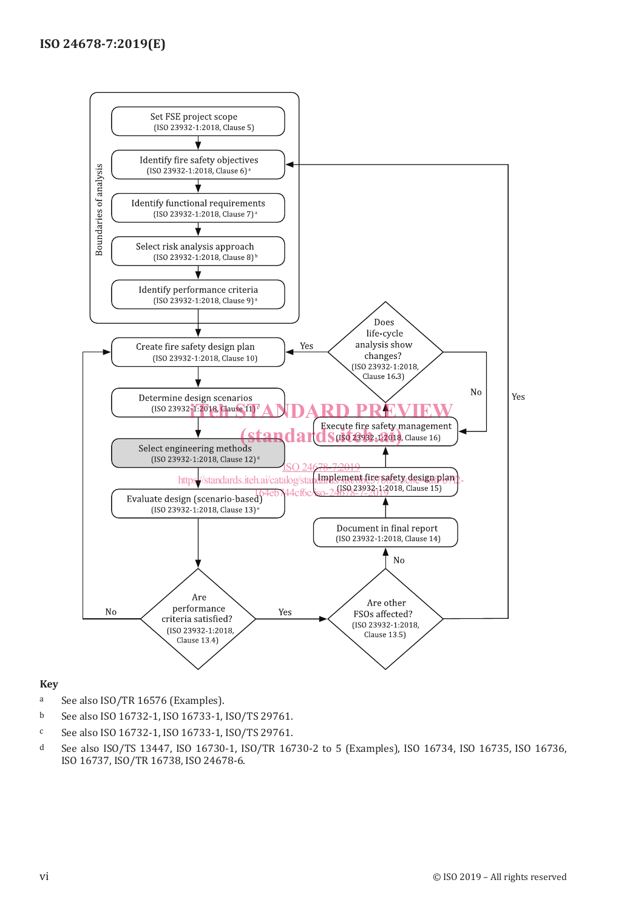Boundaries of analysis

Set FSE project scope
(ISO 23932-1:2018, Clause 5)

Identify fire safety objectives
(ISO 23932-1:2018, Clause 6) [a]

Identify functional requirements
(ISO 23932-1:2018, Clause 7) [a]

Select risk analysis approach
(ISO 23932-1:2018, Clause 8) [b]

Identify performance criteria
(ISO 23932-1:2018, Clause 9) [a]

Create fire safety design plan
(ISO 23932-1:2018, Clause 10)

Determine design scenarios
(ISO 23932-1:2018, Clause 11) [c]

Select engineering methods
(ISO 23932-1:2018, Clause 12) [d]

Evaluate design (scenario-based)
(ISO 23932-1:2018, Clause 13) [e]

Are performance criteria satisfied?
(ISO 23932-1:2018, Clause 13.4)

No / Yes

Are other FSOs affected?
(ISO 23932-1:2018, Clause 13.5)

Yes / No

Document in final report
(ISO 23932-1:2018, Clause 14)

Implement fire safety design plan
(ISO 23932-1:2018, Clause 15)

Execute fire safety management
(ISO 23932-1:2018, Clause 16)

Does life-cycle analysis show changes?
(ISO 23932-1:2018, Clause 16.3)

Yes / No

**Key**

a See also ISO/TR 16576 (Examples).

b See also ISO 16732-1, ISO 16733-1, ISO/TS 29761.

c See also ISO 16732-1, ISO 16733-1, ISO/TS 29761.

d See also ISO/TS 13447, ISO 16730-1, ISO/TR 16730-2 to 5 (Examples), ISO 16734, ISO 16735, ISO 16736, ISO 16737, ISO/TR 16738, ISO 24678-6.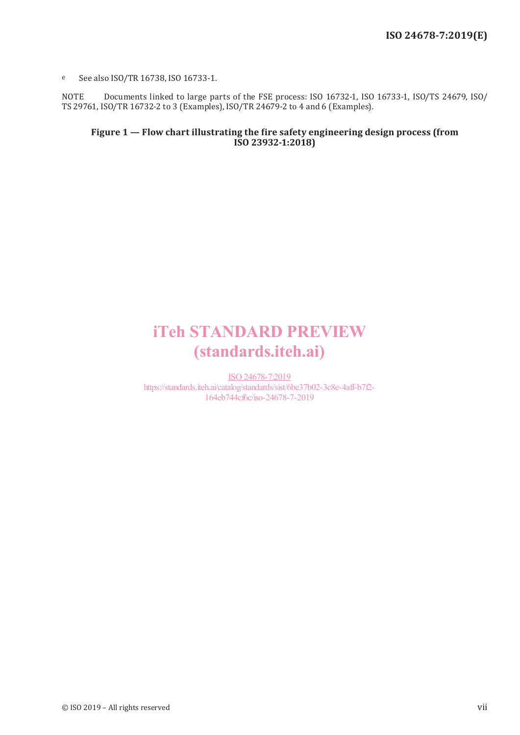e See also ISO/TR 16738, ISO 16733-1.

NOTE Documents linked to large parts of the FSE process: ISO 16732-1, ISO 16733-1, ISO/TS 24679, ISO/TS 29761, ISO/TR 16732-2 to 3 (Examples), ISO/TR 24679-2 to 4 and 6 (Examples).

**Figure 1 — Flow chart illustrating the fire safety engineering design process (from ISO 23932-1:2018)**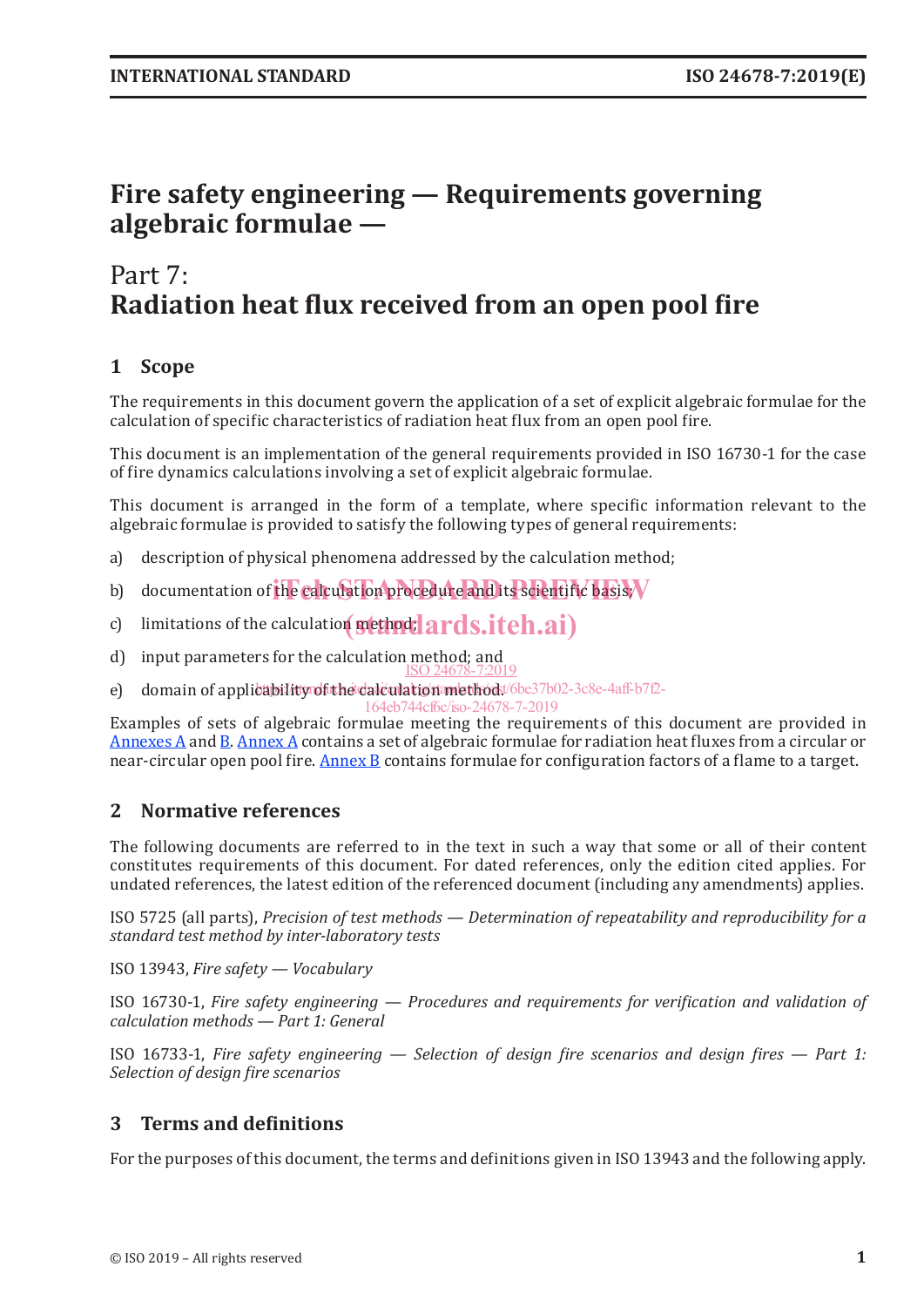# Fire safety engineering — Requirements governing algebraic formulae —

## Part 7: Radiation heat flux received from an open pool fire

## 1 Scope

The requirements in this document govern the application of a set of explicit algebraic formulae for the calculation of specific characteristics of radiation heat flux from an open pool fire.

This document is an implementation of the general requirements provided in ISO 16730-1 for the case of fire dynamics calculations involving a set of explicit algebraic formulae.

This document is arranged in the form of a template, where specific information relevant to the algebraic formulae is provided to satisfy the following types of general requirements:

a) description of physical phenomena addressed by the calculation method;

b) documentation of the calculation procedure and its scientific basis;

c) limitations of the calculation method;

d) input parameters for the calculation method; and

e) domain of applicability of the calculation method.

Examples of sets of algebraic formulae meeting the requirements of this document are provided in Annexes A and B. Annex A contains a set of algebraic formulae for radiation heat fluxes from a circular or near-circular open pool fire. Annex B contains formulae for configuration factors of a flame to a target.

## 2 Normative references

The following documents are referred to in the text in such a way that some or all of their content constitutes requirements of this document. For dated references, only the edition cited applies. For undated references, the latest edition of the referenced document (including any amendments) applies.

ISO 5725 (all parts), *Precision of test methods — Determination of repeatability and reproducibility for a standard test method by inter-laboratory tests*

ISO 13943, *Fire safety — Vocabulary*

ISO 16730-1, *Fire safety engineering — Procedures and requirements for verification and validation of calculation methods — Part 1: General*

ISO 16733-1, *Fire safety engineering — Selection of design fire scenarios and design fires — Part 1: Selection of design fire scenarios*

## 3 Terms and definitions

For the purposes of this document, the terms and definitions given in ISO 13943 and the following apply.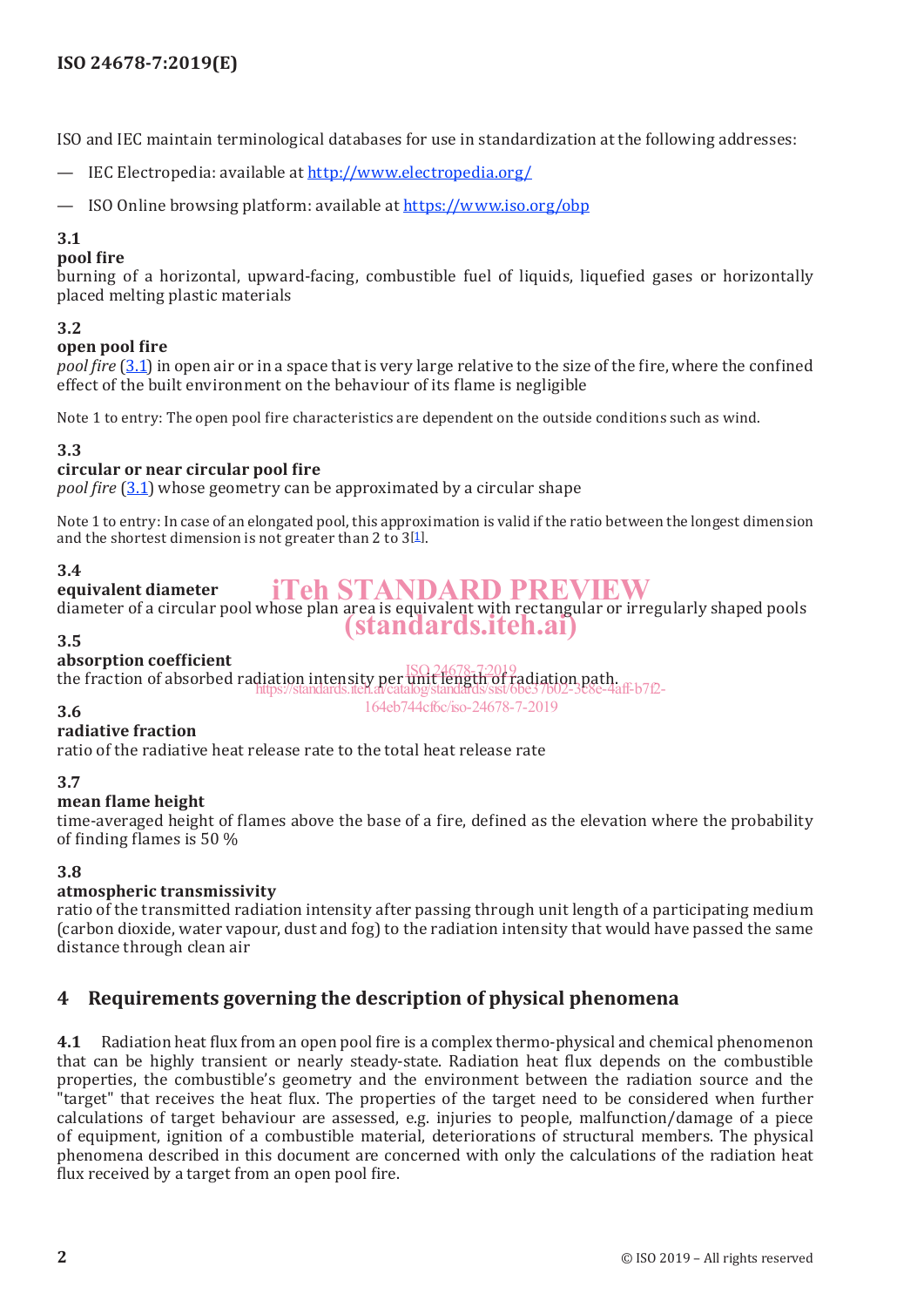ISO and IEC maintain terminological databases for use in standardization at the following addresses:

— IEC Electropedia: available at http://www.electropedia.org/

— ISO Online browsing platform: available at https://www.iso.org/obp

**3.1**
**pool fire**
burning of a horizontal, upward-facing, combustible fuel of liquids, liquefied gases or horizontally placed melting plastic materials

**3.2**
**open pool fire**
*pool fire* (3.1) in open air or in a space that is very large relative to the size of the fire, where the confined effect of the built environment on the behaviour of its flame is negligible

Note 1 to entry: The open pool fire characteristics are dependent on the outside conditions such as wind.

**3.3**
**circular or near circular pool fire**
*pool fire* (3.1) whose geometry can be approximated by a circular shape

Note 1 to entry: In case of an elongated pool, this approximation is valid if the ratio between the longest dimension and the shortest dimension is not greater than 2 to 3[1].

**3.4**
**equivalent diameter**
diameter of a circular pool whose plan area is equivalent with rectangular or irregularly shaped pools

**3.5**
**absorption coefficient**
the fraction of absorbed radiation intensity per unit length of radiation path.

**3.6**
**radiative fraction**
ratio of the radiative heat release rate to the total heat release rate

**3.7**
**mean flame height**
time-averaged height of flames above the base of a fire, defined as the elevation where the probability of finding flames is 50 %

**3.8**
**atmospheric transmissivity**
ratio of the transmitted radiation intensity after passing through unit length of a participating medium (carbon dioxide, water vapour, dust and fog) to the radiation intensity that would have passed the same distance through clean air

## 4 Requirements governing the description of physical phenomena

**4.1** Radiation heat flux from an open pool fire is a complex thermo-physical and chemical phenomenon that can be highly transient or nearly steady-state. Radiation heat flux depends on the combustible properties, the combustible's geometry and the environment between the radiation source and the "target" that receives the heat flux. The properties of the target need to be considered when further calculations of target behaviour are assessed, e.g. injuries to people, malfunction/damage of a piece of equipment, ignition of a combustible material, deteriorations of structural members. The physical phenomena described in this document are concerned with only the calculations of the radiation heat flux received by a target from an open pool fire.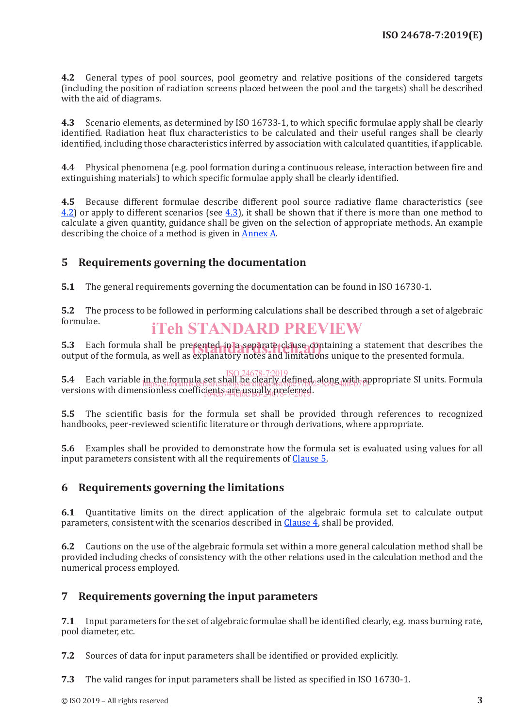**4.2** General types of pool sources, pool geometry and relative positions of the considered targets (including the position of radiation screens placed between the pool and the targets) shall be described with the aid of diagrams.

**4.3** Scenario elements, as determined by ISO 16733-1, to which specific formulae apply shall be clearly identified. Radiation heat flux characteristics to be calculated and their useful ranges shall be clearly identified, including those characteristics inferred by association with calculated quantities, if applicable.

**4.4** Physical phenomena (e.g. pool formation during a continuous release, interaction between fire and extinguishing materials) to which specific formulae apply shall be clearly identified.

**4.5** Because different formulae describe different pool source radiative flame characteristics (see 4.2) or apply to different scenarios (see 4.3), it shall be shown that if there is more than one method to calculate a given quantity, guidance shall be given on the selection of appropriate methods. An example describing the choice of a method is given in Annex A.

## 5 Requirements governing the documentation

**5.1** The general requirements governing the documentation can be found in ISO 16730-1.

**5.2** The process to be followed in performing calculations shall be described through a set of algebraic formulae.

**5.3** Each formula shall be presented in a separate clause containing a statement that describes the output of the formula, as well as explanatory notes and limitations unique to the presented formula.

**5.4** Each variable in the formula set shall be clearly defined, along with appropriate SI units. Formula versions with dimensionless coefficients are usually preferred.

**5.5** The scientific basis for the formula set shall be provided through references to recognized handbooks, peer-reviewed scientific literature or through derivations, where appropriate.

**5.6** Examples shall be provided to demonstrate how the formula set is evaluated using values for all input parameters consistent with all the requirements of Clause 5.

## 6 Requirements governing the limitations

**6.1** Quantitative limits on the direct application of the algebraic formula set to calculate output parameters, consistent with the scenarios described in Clause 4, shall be provided.

**6.2** Cautions on the use of the algebraic formula set within a more general calculation method shall be provided including checks of consistency with the other relations used in the calculation method and the numerical process employed.

## 7 Requirements governing the input parameters

**7.1** Input parameters for the set of algebraic formulae shall be identified clearly, e.g. mass burning rate, pool diameter, etc.

**7.2** Sources of data for input parameters shall be identified or provided explicitly.

**7.3** The valid ranges for input parameters shall be listed as specified in ISO 16730-1.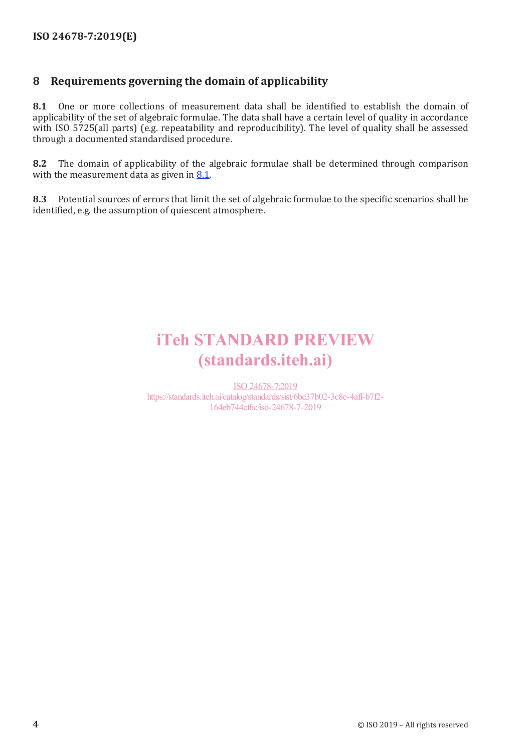## 8 Requirements governing the domain of applicability

**8.1** One or more collections of measurement data shall be identified to establish the domain of applicability of the set of algebraic formulae. The data shall have a certain level of quality in accordance with ISO 5725(all parts) (e.g. repeatability and reproducibility). The level of quality shall be assessed through a documented standardised procedure.

**8.2** The domain of applicability of the algebraic formulae shall be determined through comparison with the measurement data as given in 8.1.

**8.3** Potential sources of errors that limit the set of algebraic formulae to the specific scenarios shall be identified, e.g. the assumption of quiescent atmosphere.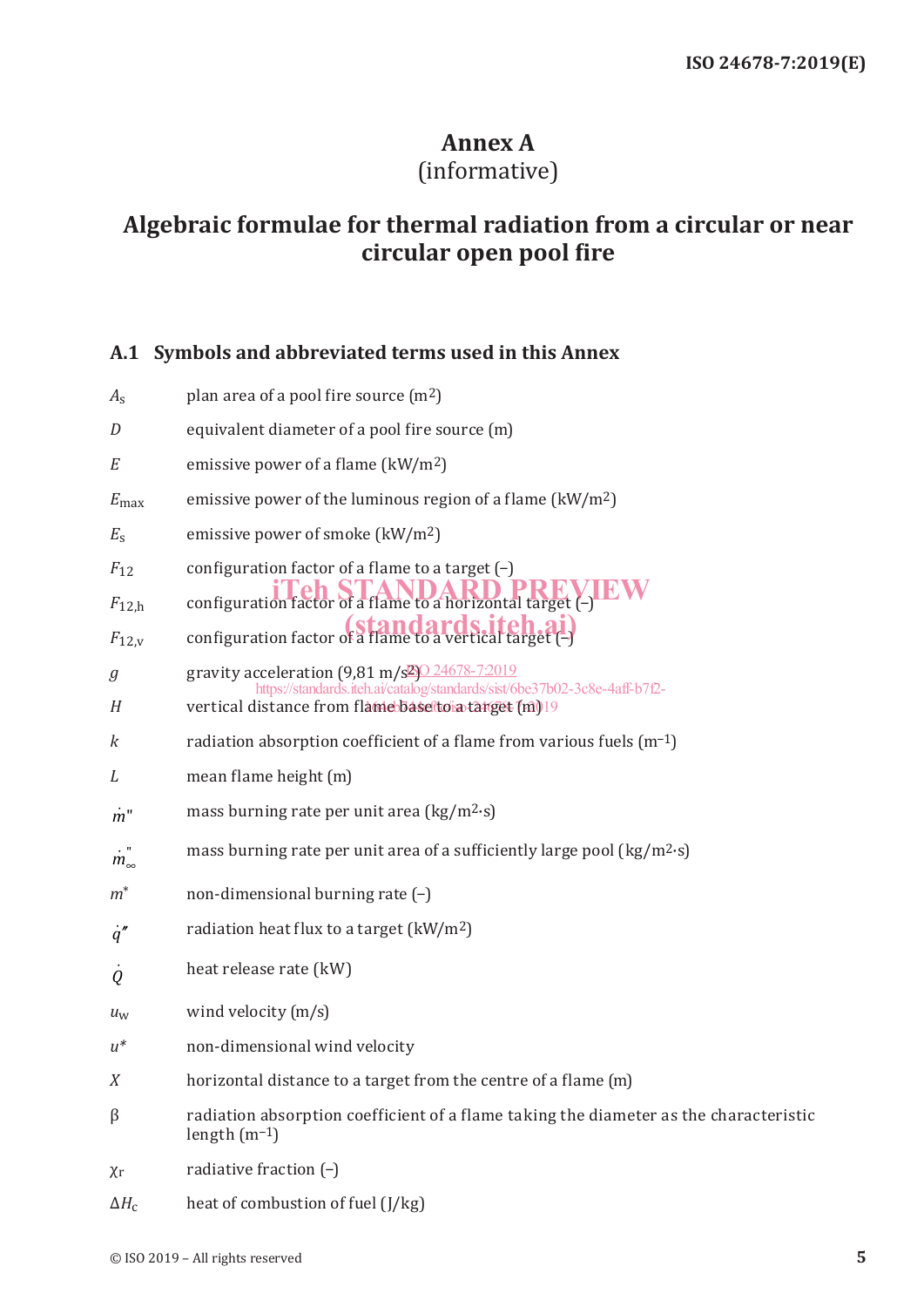# Annex A
(informative)

# Algebraic formulae for thermal radiation from a circular or near circular open pool fire

## A.1 Symbols and abbreviated terms used in this Annex

| Symbol | Description |
|---|---|
| $A_s$ | plan area of a pool fire source ($m^2$) |
| $D$ | equivalent diameter of a pool fire source (m) |
| $E$ | emissive power of a flame ($kW/m^2$) |
| $E_{max}$ | emissive power of the luminous region of a flame ($kW/m^2$) |
| $E_s$ | emissive power of smoke ($kW/m^2$) |
| $F_{12}$ | configuration factor of a flame to a target (–) |
| $F_{12,h}$ | configuration factor of a flame to a horizontal target (–) |
| $F_{12,v}$ | configuration factor of a flame to a vertical target (–) |
| $g$ | gravity acceleration (9,81 $m/s^2$) |
| $H$ | vertical distance from flame base to a target (m) |
| $k$ | radiation absorption coefficient of a flame from various fuels ($m^{-1}$) |
| $L$ | mean flame height (m) |
| $\dot{m}''$ | mass burning rate per unit area ($kg/m^2 \cdot s$) |
| $\dot{m}''_{\infty}$ | mass burning rate per unit area of a sufficiently large pool ($kg/m^2 \cdot s$) |
| $m^*$ | non-dimensional burning rate (–) |
| $\dot{q}''$ | radiation heat flux to a target ($kW/m^2$) |
| $\dot{Q}$ | heat release rate (kW) |
| $u_w$ | wind velocity (m/s) |
| $u^*$ | non-dimensional wind velocity |
| $X$ | horizontal distance to a target from the centre of a flame (m) |
| $\beta$ | radiation absorption coefficient of a flame taking the diameter as the characteristic length ($m^{-1}$) |
| $\chi_r$ | radiative fraction (–) |
| $\Delta H_c$ | heat of combustion of fuel (J/kg) |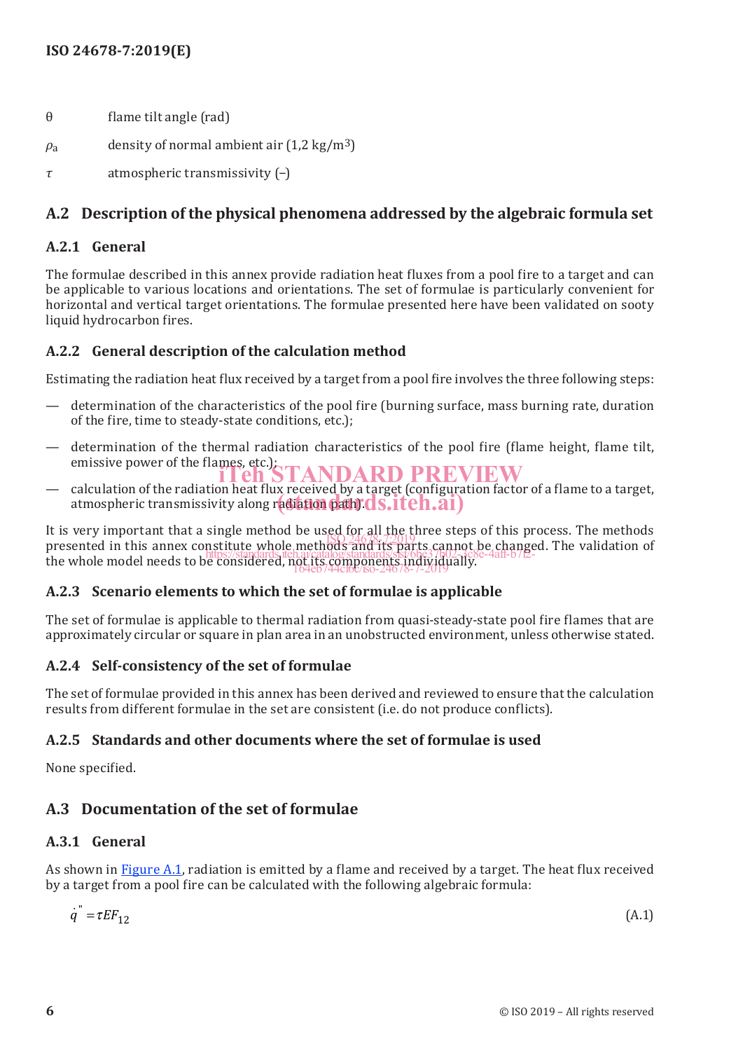| | |
|---|---|
| θ | flame tilt angle (rad) |
| $\rho_a$ | density of normal ambient air (1,2 kg/m[3]) |
| $\tau$ | atmospheric transmissivity (–) |

## A.2 Description of the physical phenomena addressed by the algebraic formula set

### A.2.1 General

The formulae described in this annex provide radiation heat fluxes from a pool fire to a target and can be applicable to various locations and orientations. The set of formulae is particularly convenient for horizontal and vertical target orientations. The formulae presented here have been validated on sooty liquid hydrocarbon fires.

### A.2.2 General description of the calculation method

Estimating the radiation heat flux received by a target from a pool fire involves the three following steps:

— determination of the characteristics of the pool fire (burning surface, mass burning rate, duration of the fire, time to steady-state conditions, etc.);

— determination of the thermal radiation characteristics of the pool fire (flame height, flame tilt, emissive power of the flames, etc.);

— calculation of the radiation heat flux received by a target (configuration factor of a flame to a target, atmospheric transmissivity along radiation path).

It is very important that a single method be used for all the three steps of this process. The methods presented in this annex constitute whole methods and its parts cannot be changed. The validation of the whole model needs to be considered, not its components individually.

### A.2.3 Scenario elements to which the set of formulae is applicable

The set of formulae is applicable to thermal radiation from quasi-steady-state pool fire flames that are approximately circular or square in plan area in an unobstructed environment, unless otherwise stated.

### A.2.4 Self-consistency of the set of formulae

The set of formulae provided in this annex has been derived and reviewed to ensure that the calculation results from different formulae in the set are consistent (i.e. do not produce conflicts).

### A.2.5 Standards and other documents where the set of formulae is used

None specified.

## A.3 Documentation of the set of formulae

### A.3.1 General

As shown in Figure A.1, radiation is emitted by a flame and received by a target. The heat flux received by a target from a pool fire can be calculated with the following algebraic formula:

$$\dot{q}'' = \tau E F_{12} \tag{A.1}$$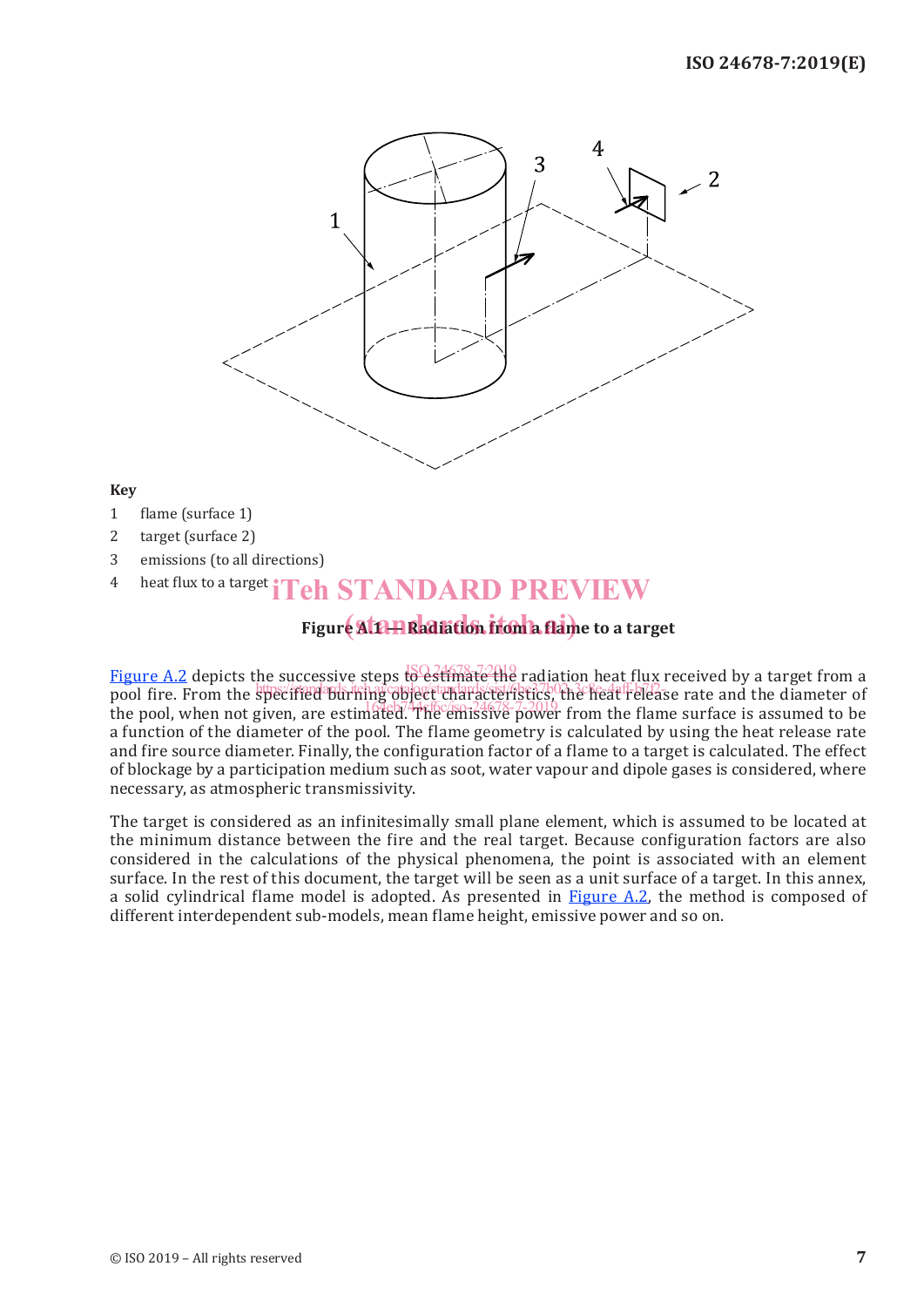1

2

3

4

**Key**

1 flame (surface 1)

2 target (surface 2)

3 emissions (to all directions)

4 heat flux to a target

**Figure A.1 — Radiation from a flame to a target**

Figure A.2 depicts the successive steps to estimate the radiation heat flux received by a target from a pool fire. From the specified burning object characteristics, the heat release rate and the diameter of the pool, when not given, are estimated. The emissive power from the flame surface is assumed to be a function of the diameter of the pool. The flame geometry is calculated by using the heat release rate and fire source diameter. Finally, the configuration factor of a flame to a target is calculated. The effect of blockage by a participation medium such as soot, water vapour and dipole gases is considered, where necessary, as atmospheric transmissivity.

The target is considered as an infinitesimally small plane element, which is assumed to be located at the minimum distance between the fire and the real target. Because configuration factors are also considered in the calculations of the physical phenomena, the point is associated with an element surface. In the rest of this document, the target will be seen as a unit surface of a target. In this annex, a solid cylindrical flame model is adopted. As presented in Figure A.2, the method is composed of different interdependent sub-models, mean flame height, emissive power and so on.